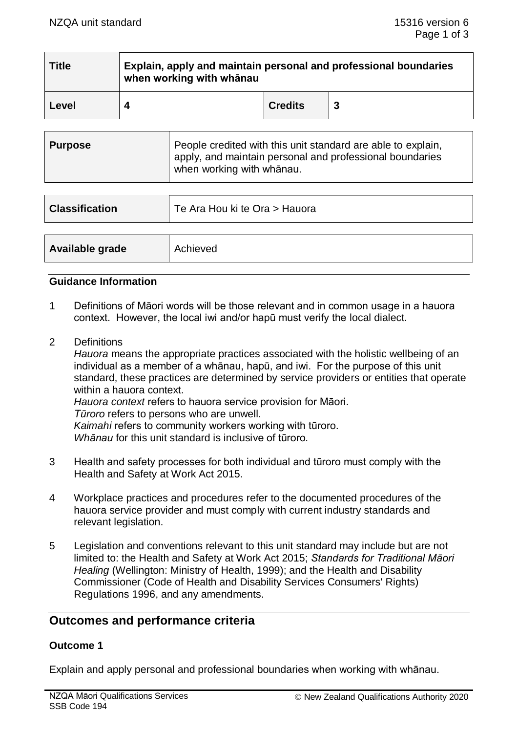| Title | Explain, apply and maintain personal and professional boundaries when working with whānau | | |
|---|---|---|---|
| Level | 4 | Credits | 3 |

| Purpose | People credited with this unit standard are able to explain, apply, and maintain personal and professional boundaries when working with whānau. |
|---|---|

| Classification | Te Ara Hou ki te Ora > Hauora |
|---|---|

| Available grade | Achieved |
|---|---|

**Guidance Information**

1 Definitions of Māori words will be those relevant and in common usage in a hauora context. However, the local iwi and/or hapū must verify the local dialect.

2 Definitions

*Hauora* means the appropriate practices associated with the holistic wellbeing of an individual as a member of a whānau, hapū, and iwi. For the purpose of this unit standard, these practices are determined by service providers or entities that operate within a hauora context.
*Hauora context* refers to hauora service provision for Māori.
*Tūroro* refers to persons who are unwell.
*Kaimahi* refers to community workers working with tūroro.
*Whānau* for this unit standard is inclusive of tūroro.

3 Health and safety processes for both individual and tūroro must comply with the Health and Safety at Work Act 2015.

4 Workplace practices and procedures refer to the documented procedures of the hauora service provider and must comply with current industry standards and relevant legislation.

5 Legislation and conventions relevant to this unit standard may include but are not limited to: the Health and Safety at Work Act 2015; *Standards for Traditional Māori Healing* (Wellington: Ministry of Health, 1999); and the Health and Disability Commissioner (Code of Health and Disability Services Consumers' Rights) Regulations 1996, and any amendments.

## Outcomes and performance criteria

### Outcome 1

Explain and apply personal and professional boundaries when working with whānau.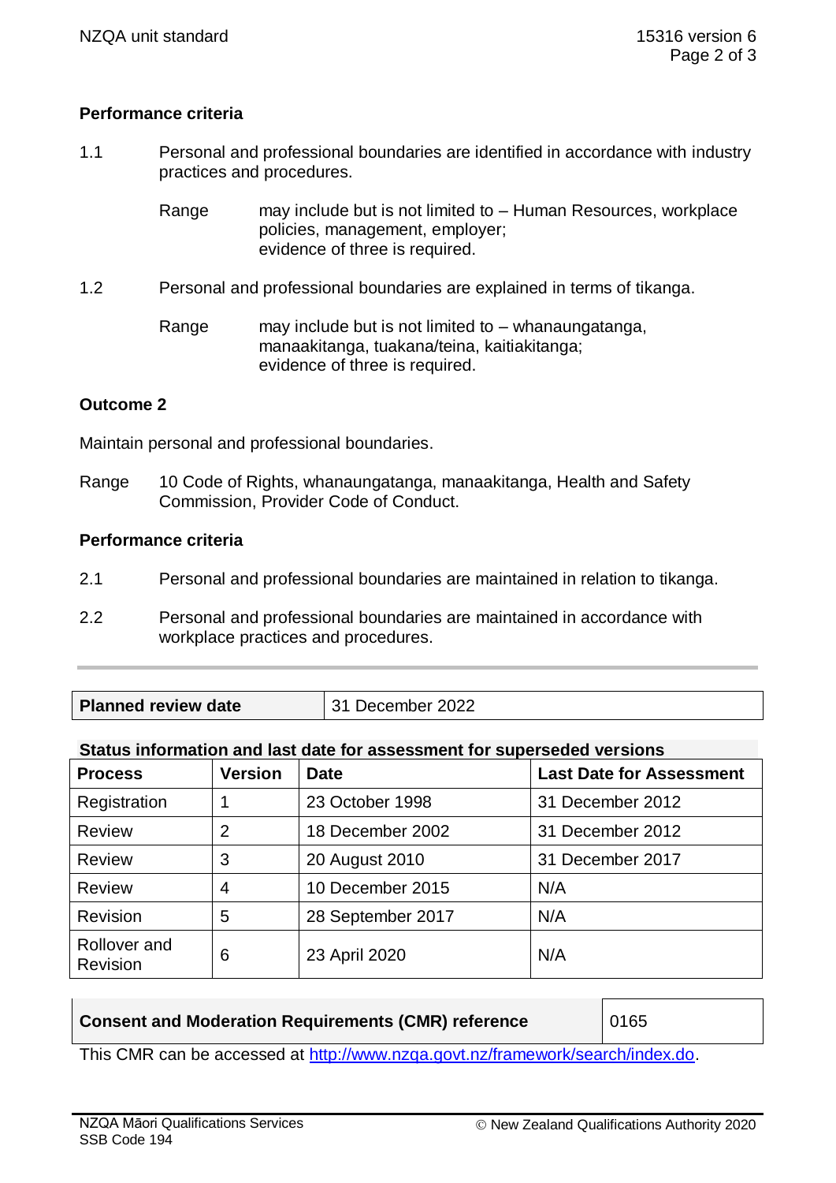**Performance criteria**

1.1 Personal and professional boundaries are identified in accordance with industry practices and procedures.

Range may include but is not limited to – Human Resources, workplace policies, management, employer;
evidence of three is required.

1.2 Personal and professional boundaries are explained in terms of tikanga.

Range may include but is not limited to – whanaungatanga, manaakitanga, tuakana/teina, kaitiakitanga;
evidence of three is required.

**Outcome 2**

Maintain personal and professional boundaries.

Range 10 Code of Rights, whanaungatanga, manaakitanga, Health and Safety Commission, Provider Code of Conduct.

**Performance criteria**

2.1 Personal and professional boundaries are maintained in relation to tikanga.

2.2 Personal and professional boundaries are maintained in accordance with workplace practices and procedures.

| **Planned review date** | 31 December 2022 |
|---|---|

**Status information and last date for assessment for superseded versions**

| Process | Version | Date | Last Date for Assessment |
|---|---|---|---|
| Registration | 1 | 23 October 1998 | 31 December 2012 |
| Review | 2 | 18 December 2002 | 31 December 2012 |
| Review | 3 | 20 August 2010 | 31 December 2017 |
| Review | 4 | 10 December 2015 | N/A |
| Revision | 5 | 28 September 2017 | N/A |
| Rollover and Revision | 6 | 23 April 2020 | N/A |

| **Consent and Moderation Requirements (CMR) reference** | 0165 |
|---|---|

This CMR can be accessed at http://www.nzqa.govt.nz/framework/search/index.do.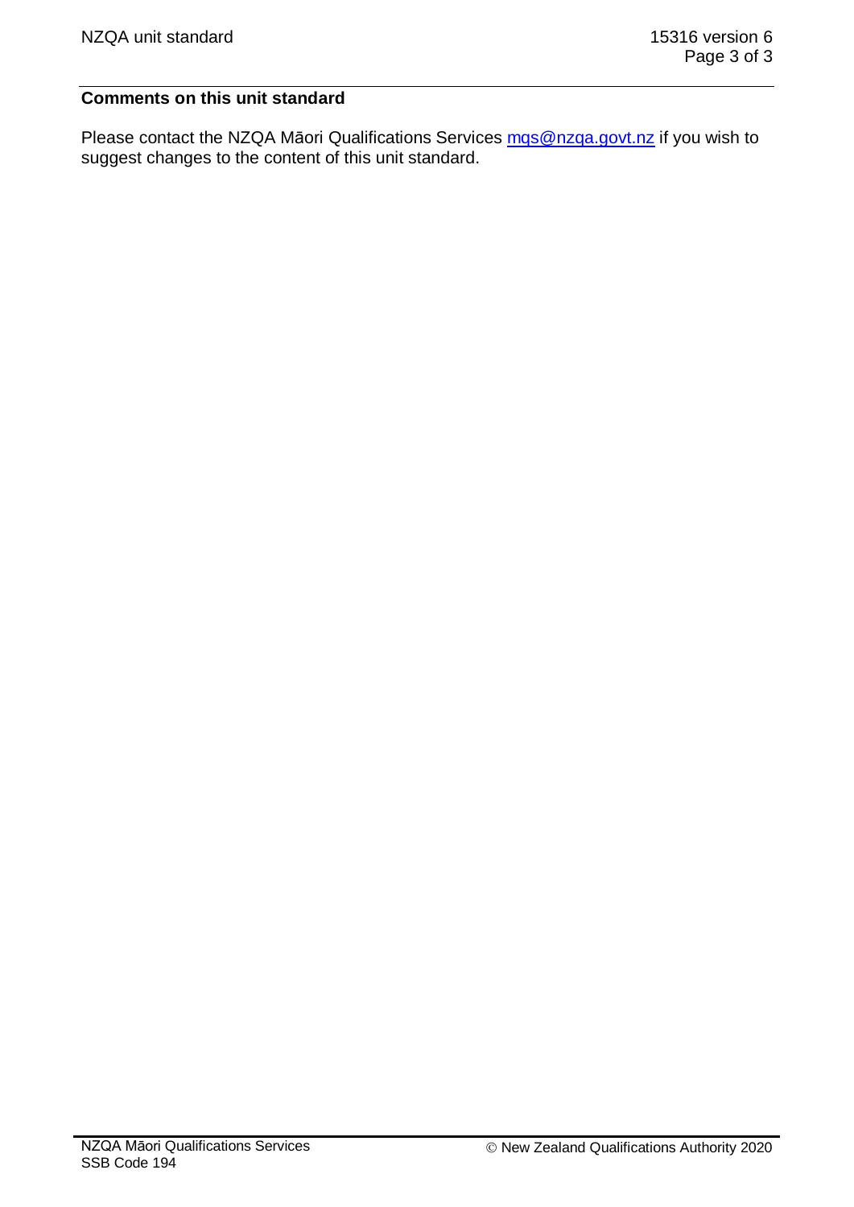**Comments on this unit standard**

Please contact the NZQA Māori Qualifications Services mqs@nzqa.govt.nz if you wish to suggest changes to the content of this unit standard.